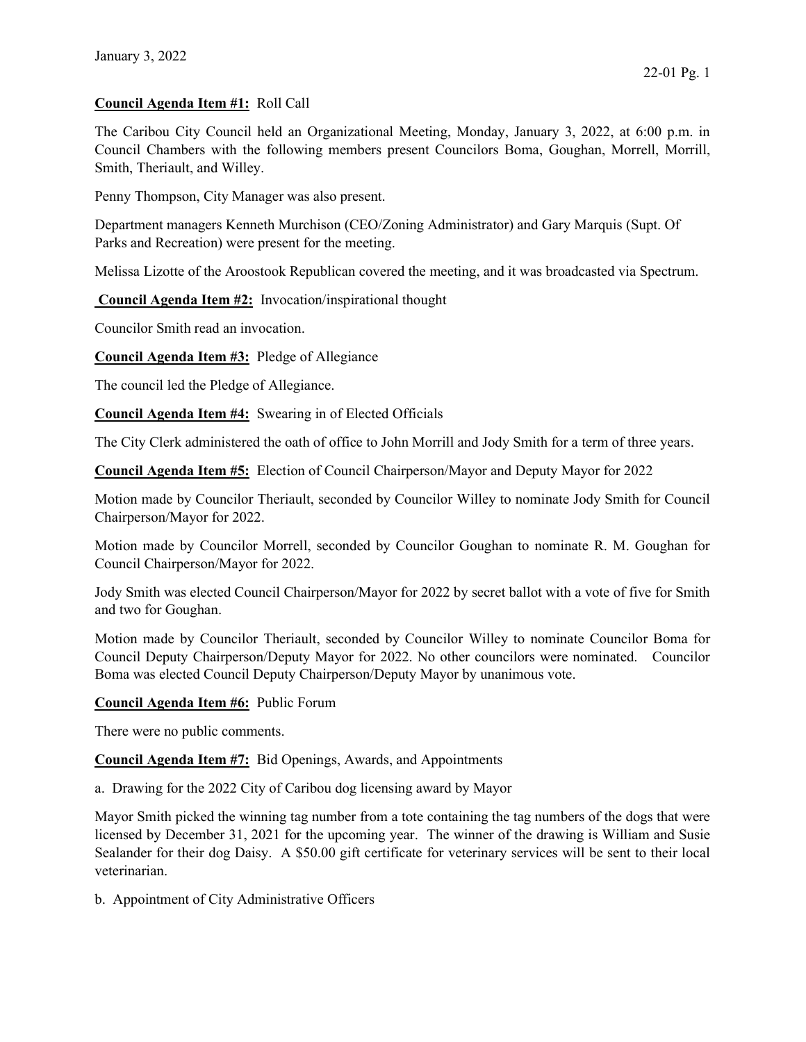January 3, 2022

**Council Agenda Item #1:** Roll Call

The Caribou City Council held an Organizational Meeting, Monday, January 3, 2022, at 6:00 p.m. in Council Chambers with the following members present Councilors Boma, Goughan, Morrell, Morrill, Smith, Theriault, and Willey.

Penny Thompson, City Manager was also present.

Department managers Kenneth Murchison (CEO/Zoning Administrator) and Gary Marquis (Supt. Of Parks and Recreation) were present for the meeting.

Melissa Lizotte of the Aroostook Republican covered the meeting, and it was broadcasted via Spectrum.

**Council Agenda Item #2:** Invocation/inspirational thought

Councilor Smith read an invocation.

**Council Agenda Item #3:** Pledge of Allegiance

The council led the Pledge of Allegiance.

**Council Agenda Item #4:** Swearing in of Elected Officials

The City Clerk administered the oath of office to John Morrill and Jody Smith for a term of three years.

**Council Agenda Item #5:** Election of Council Chairperson/Mayor and Deputy Mayor for 2022

Motion made by Councilor Theriault, seconded by Councilor Willey to nominate Jody Smith for Council Chairperson/Mayor for 2022.

Motion made by Councilor Morrell, seconded by Councilor Goughan to nominate R. M. Goughan for Council Chairperson/Mayor for 2022.

Jody Smith was elected Council Chairperson/Mayor for 2022 by secret ballot with a vote of five for Smith and two for Goughan.

Motion made by Councilor Theriault, seconded by Councilor Willey to nominate Councilor Boma for Council Deputy Chairperson/Deputy Mayor for 2022. No other councilors were nominated. Councilor Boma was elected Council Deputy Chairperson/Deputy Mayor by unanimous vote.

**Council Agenda Item #6:** Public Forum

There were no public comments.

**Council Agenda Item #7:** Bid Openings, Awards, and Appointments

a. Drawing for the 2022 City of Caribou dog licensing award by Mayor

Mayor Smith picked the winning tag number from a tote containing the tag numbers of the dogs that were licensed by December 31, 2021 for the upcoming year. The winner of the drawing is William and Susie Sealander for their dog Daisy. A $50.00 gift certificate for veterinary services will be sent to their local veterinarian.

b. Appointment of City Administrative Officers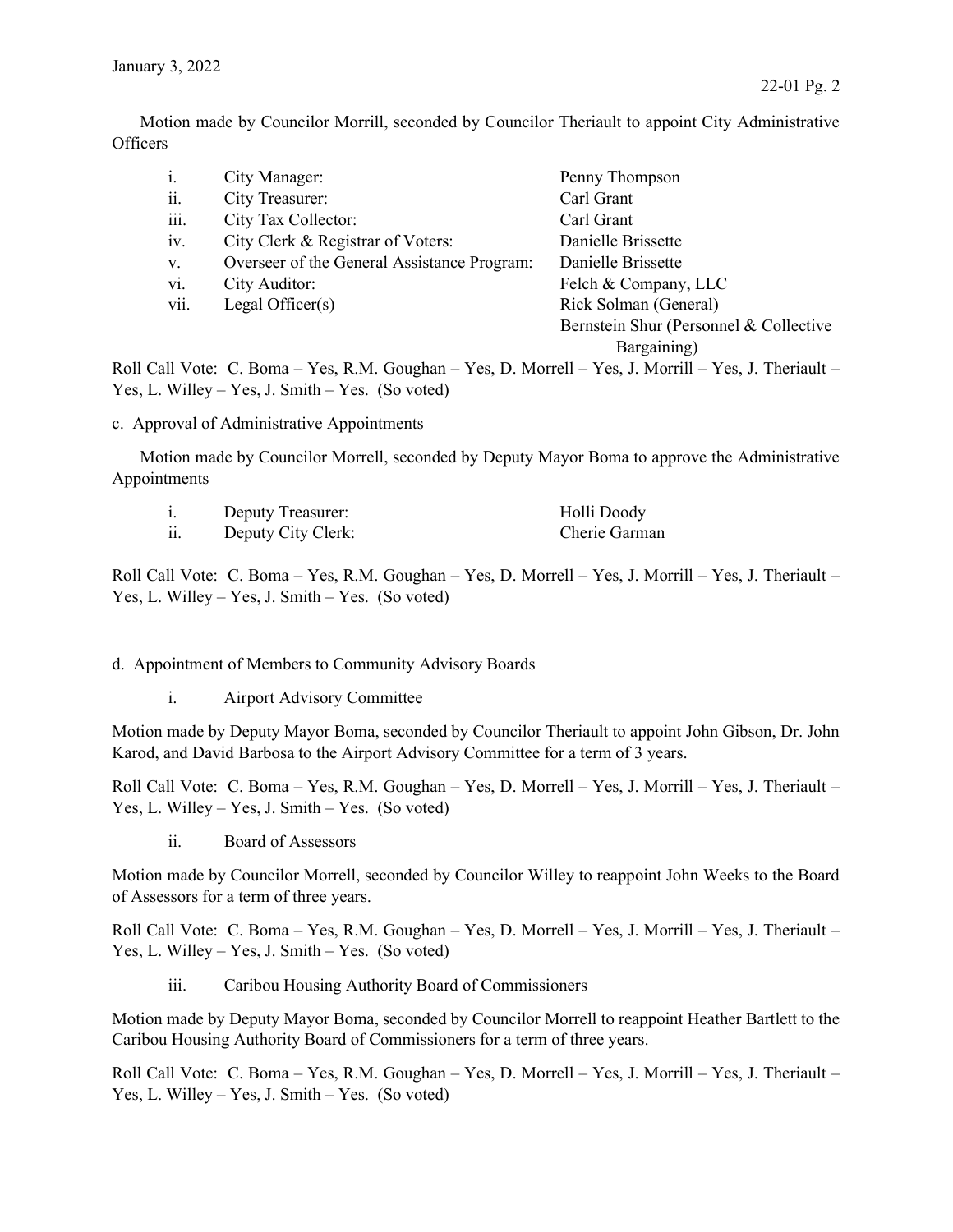Motion made by Councilor Morrill, seconded by Councilor Theriault to appoint City Administrative Officers

| | | |
|---|---|---|
| i. | City Manager: | Penny Thompson |
| ii. | City Treasurer: | Carl Grant |
| iii. | City Tax Collector: | Carl Grant |
| iv. | City Clerk & Registrar of Voters: | Danielle Brissette |
| v. | Overseer of the General Assistance Program: | Danielle Brissette |
| vi. | City Auditor: | Felch & Company, LLC |
| vii. | Legal Officer(s) | Rick Solman (General) |
| | | Bernstein Shur (Personnel & Collective Bargaining) |

Roll Call Vote: C. Boma – Yes, R.M. Goughan – Yes, D. Morrell – Yes, J. Morrill – Yes, J. Theriault – Yes, L. Willey – Yes, J. Smith – Yes. (So voted)

c. Approval of Administrative Appointments

Motion made by Councilor Morrell, seconded by Deputy Mayor Boma to approve the Administrative Appointments

| | | |
|---|---|---|
| i. | Deputy Treasurer: | Holli Doody |
| ii. | Deputy City Clerk: | Cherie Garman |

Roll Call Vote: C. Boma – Yes, R.M. Goughan – Yes, D. Morrell – Yes, J. Morrill – Yes, J. Theriault – Yes, L. Willey – Yes, J. Smith – Yes. (So voted)

d. Appointment of Members to Community Advisory Boards

i. Airport Advisory Committee

Motion made by Deputy Mayor Boma, seconded by Councilor Theriault to appoint John Gibson, Dr. John Karod, and David Barbosa to the Airport Advisory Committee for a term of 3 years.

Roll Call Vote: C. Boma – Yes, R.M. Goughan – Yes, D. Morrell – Yes, J. Morrill – Yes, J. Theriault – Yes, L. Willey – Yes, J. Smith – Yes. (So voted)

ii. Board of Assessors

Motion made by Councilor Morrell, seconded by Councilor Willey to reappoint John Weeks to the Board of Assessors for a term of three years.

Roll Call Vote: C. Boma – Yes, R.M. Goughan – Yes, D. Morrell – Yes, J. Morrill – Yes, J. Theriault – Yes, L. Willey – Yes, J. Smith – Yes. (So voted)

iii. Caribou Housing Authority Board of Commissioners

Motion made by Deputy Mayor Boma, seconded by Councilor Morrell to reappoint Heather Bartlett to the Caribou Housing Authority Board of Commissioners for a term of three years.

Roll Call Vote: C. Boma – Yes, R.M. Goughan – Yes, D. Morrell – Yes, J. Morrill – Yes, J. Theriault – Yes, L. Willey – Yes, J. Smith – Yes. (So voted)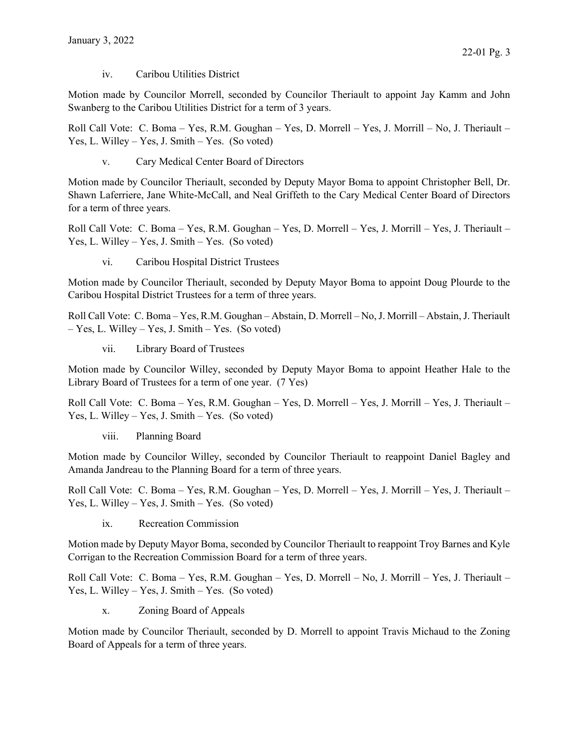iv. Caribou Utilities District

Motion made by Councilor Morrell, seconded by Councilor Theriault to appoint Jay Kamm and John Swanberg to the Caribou Utilities District for a term of 3 years.

Roll Call Vote: C. Boma – Yes, R.M. Goughan – Yes, D. Morrell – Yes, J. Morrill – No, J. Theriault – Yes, L. Willey – Yes, J. Smith – Yes. (So voted)

v. Cary Medical Center Board of Directors

Motion made by Councilor Theriault, seconded by Deputy Mayor Boma to appoint Christopher Bell, Dr. Shawn Laferriere, Jane White-McCall, and Neal Griffeth to the Cary Medical Center Board of Directors for a term of three years.

Roll Call Vote: C. Boma – Yes, R.M. Goughan – Yes, D. Morrell – Yes, J. Morrill – Yes, J. Theriault – Yes, L. Willey – Yes, J. Smith – Yes. (So voted)

vi. Caribou Hospital District Trustees

Motion made by Councilor Theriault, seconded by Deputy Mayor Boma to appoint Doug Plourde to the Caribou Hospital District Trustees for a term of three years.

Roll Call Vote: C. Boma – Yes, R.M. Goughan – Abstain, D. Morrell – No, J. Morrill – Abstain, J. Theriault – Yes, L. Willey – Yes, J. Smith – Yes. (So voted)

vii. Library Board of Trustees

Motion made by Councilor Willey, seconded by Deputy Mayor Boma to appoint Heather Hale to the Library Board of Trustees for a term of one year. (7 Yes)

Roll Call Vote: C. Boma – Yes, R.M. Goughan – Yes, D. Morrell – Yes, J. Morrill – Yes, J. Theriault – Yes, L. Willey – Yes, J. Smith – Yes. (So voted)

viii. Planning Board

Motion made by Councilor Willey, seconded by Councilor Theriault to reappoint Daniel Bagley and Amanda Jandreau to the Planning Board for a term of three years.

Roll Call Vote: C. Boma – Yes, R.M. Goughan – Yes, D. Morrell – Yes, J. Morrill – Yes, J. Theriault – Yes, L. Willey – Yes, J. Smith – Yes. (So voted)

ix. Recreation Commission

Motion made by Deputy Mayor Boma, seconded by Councilor Theriault to reappoint Troy Barnes and Kyle Corrigan to the Recreation Commission Board for a term of three years.

Roll Call Vote: C. Boma – Yes, R.M. Goughan – Yes, D. Morrell – No, J. Morrill – Yes, J. Theriault – Yes, L. Willey – Yes, J. Smith – Yes. (So voted)

x. Zoning Board of Appeals

Motion made by Councilor Theriault, seconded by D. Morrell to appoint Travis Michaud to the Zoning Board of Appeals for a term of three years.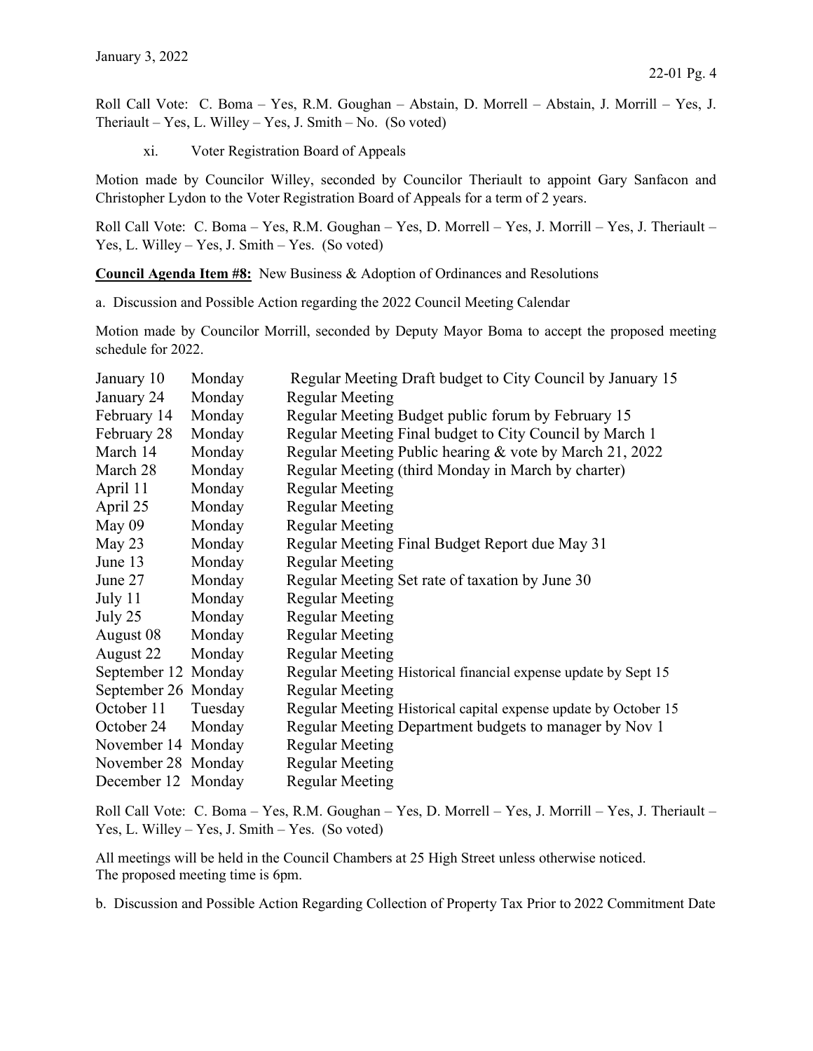Roll Call Vote: C. Boma – Yes, R.M. Goughan – Abstain, D. Morrell – Abstain, J. Morrill – Yes, J. Theriault – Yes, L. Willey – Yes, J. Smith – No. (So voted)

xi. Voter Registration Board of Appeals

Motion made by Councilor Willey, seconded by Councilor Theriault to appoint Gary Sanfacon and Christopher Lydon to the Voter Registration Board of Appeals for a term of 2 years.

Roll Call Vote: C. Boma – Yes, R.M. Goughan – Yes, D. Morrell – Yes, J. Morrill – Yes, J. Theriault – Yes, L. Willey – Yes, J. Smith – Yes. (So voted)

**Council Agenda Item #8:** New Business & Adoption of Ordinances and Resolutions

a. Discussion and Possible Action regarding the 2022 Council Meeting Calendar

Motion made by Councilor Morrill, seconded by Deputy Mayor Boma to accept the proposed meeting schedule for 2022.

| | | |
|---|---|---|
| January 10 | Monday | Regular Meeting Draft budget to City Council by January 15 |
| January 24 | Monday | Regular Meeting |
| February 14 | Monday | Regular Meeting Budget public forum by February 15 |
| February 28 | Monday | Regular Meeting Final budget to City Council by March 1 |
| March 14 | Monday | Regular Meeting Public hearing & vote by March 21, 2022 |
| March 28 | Monday | Regular Meeting (third Monday in March by charter) |
| April 11 | Monday | Regular Meeting |
| April 25 | Monday | Regular Meeting |
| May 09 | Monday | Regular Meeting |
| May 23 | Monday | Regular Meeting Final Budget Report due May 31 |
| June 13 | Monday | Regular Meeting |
| June 27 | Monday | Regular Meeting Set rate of taxation by June 30 |
| July 11 | Monday | Regular Meeting |
| July 25 | Monday | Regular Meeting |
| August 08 | Monday | Regular Meeting |
| August 22 | Monday | Regular Meeting |
| September 12 | Monday | Regular Meeting Historical financial expense update by Sept 15 |
| September 26 | Monday | Regular Meeting |
| October 11 | Tuesday | Regular Meeting Historical capital expense update by October 15 |
| October 24 | Monday | Regular Meeting Department budgets to manager by Nov 1 |
| November 14 | Monday | Regular Meeting |
| November 28 | Monday | Regular Meeting |
| December 12 | Monday | Regular Meeting |

Roll Call Vote: C. Boma – Yes, R.M. Goughan – Yes, D. Morrell – Yes, J. Morrill – Yes, J. Theriault – Yes, L. Willey – Yes, J. Smith – Yes. (So voted)

All meetings will be held in the Council Chambers at 25 High Street unless otherwise noticed.
The proposed meeting time is 6pm.

b. Discussion and Possible Action Regarding Collection of Property Tax Prior to 2022 Commitment Date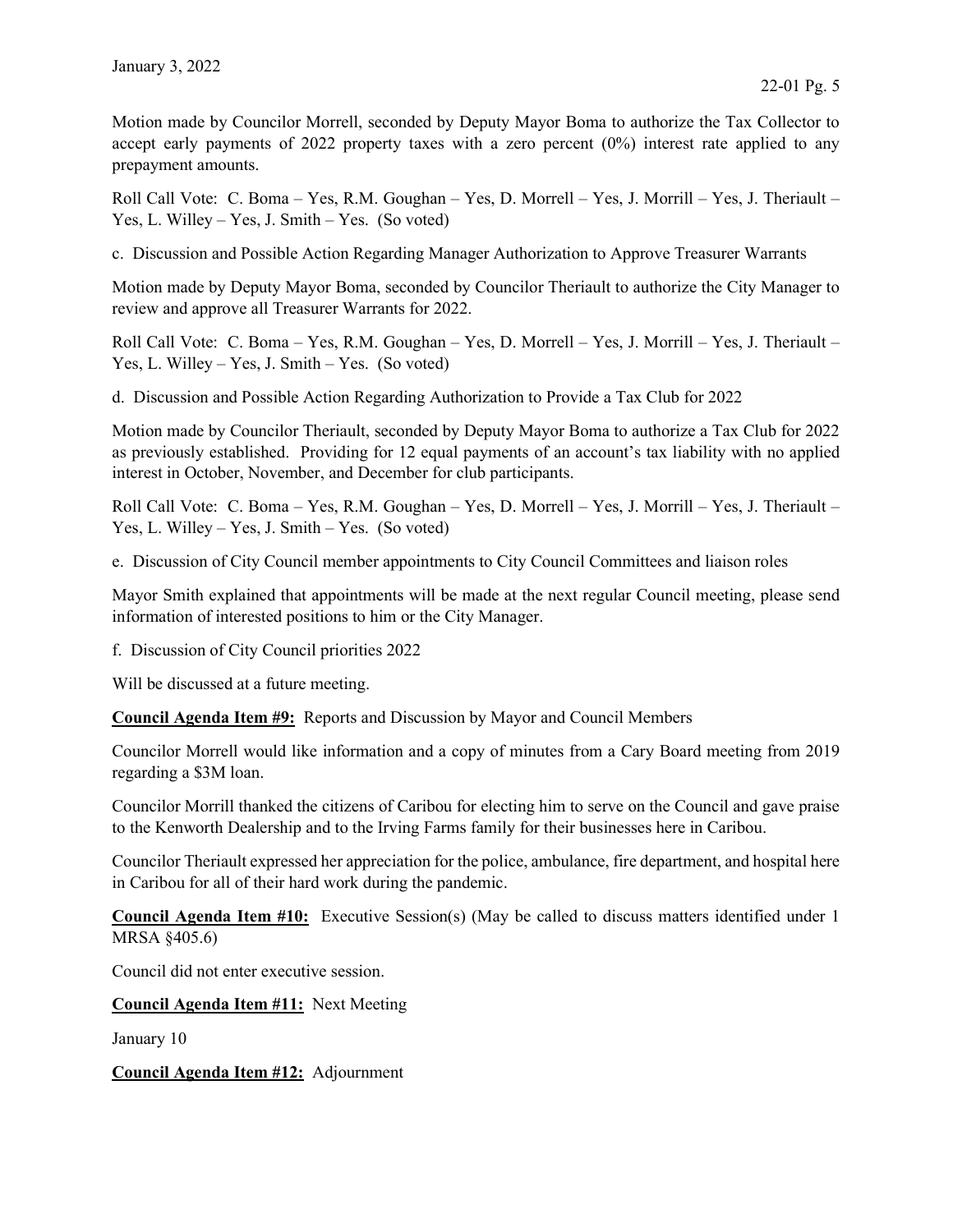Motion made by Councilor Morrell, seconded by Deputy Mayor Boma to authorize the Tax Collector to accept early payments of 2022 property taxes with a zero percent (0%) interest rate applied to any prepayment amounts.

Roll Call Vote: C. Boma – Yes, R.M. Goughan – Yes, D. Morrell – Yes, J. Morrill – Yes, J. Theriault – Yes, L. Willey – Yes, J. Smith – Yes. (So voted)

c. Discussion and Possible Action Regarding Manager Authorization to Approve Treasurer Warrants

Motion made by Deputy Mayor Boma, seconded by Councilor Theriault to authorize the City Manager to review and approve all Treasurer Warrants for 2022.

Roll Call Vote: C. Boma – Yes, R.M. Goughan – Yes, D. Morrell – Yes, J. Morrill – Yes, J. Theriault – Yes, L. Willey – Yes, J. Smith – Yes. (So voted)

d. Discussion and Possible Action Regarding Authorization to Provide a Tax Club for 2022

Motion made by Councilor Theriault, seconded by Deputy Mayor Boma to authorize a Tax Club for 2022 as previously established. Providing for 12 equal payments of an account's tax liability with no applied interest in October, November, and December for club participants.

Roll Call Vote: C. Boma – Yes, R.M. Goughan – Yes, D. Morrell – Yes, J. Morrill – Yes, J. Theriault – Yes, L. Willey – Yes, J. Smith – Yes. (So voted)

e. Discussion of City Council member appointments to City Council Committees and liaison roles

Mayor Smith explained that appointments will be made at the next regular Council meeting, please send information of interested positions to him or the City Manager.

f. Discussion of City Council priorities 2022

Will be discussed at a future meeting.

**Council Agenda Item #9:** Reports and Discussion by Mayor and Council Members

Councilor Morrell would like information and a copy of minutes from a Cary Board meeting from 2019 regarding a $3M loan.

Councilor Morrill thanked the citizens of Caribou for electing him to serve on the Council and gave praise to the Kenworth Dealership and to the Irving Farms family for their businesses here in Caribou.

Councilor Theriault expressed her appreciation for the police, ambulance, fire department, and hospital here in Caribou for all of their hard work during the pandemic.

**Council Agenda Item #10:** Executive Session(s) (May be called to discuss matters identified under 1 MRSA §405.6)

Council did not enter executive session.

**Council Agenda Item #11:** Next Meeting

January 10

**Council Agenda Item #12:** Adjournment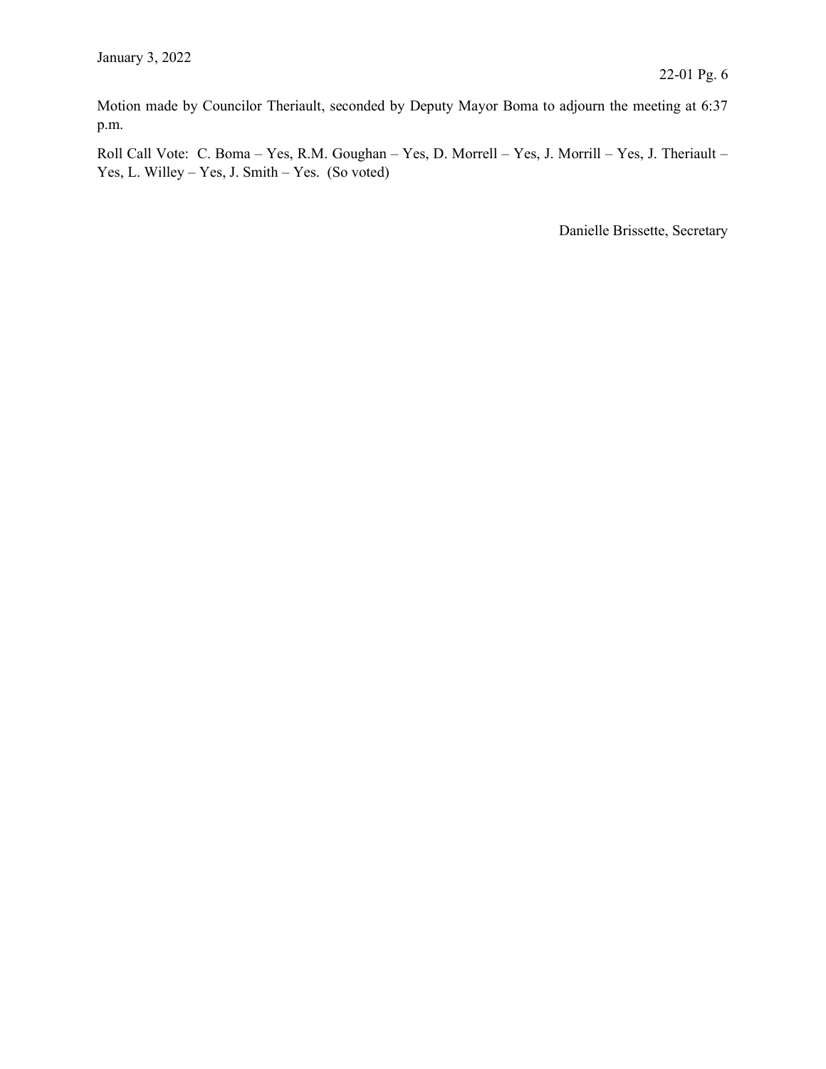Motion made by Councilor Theriault, seconded by Deputy Mayor Boma to adjourn the meeting at 6:37 p.m.

Roll Call Vote: C. Boma – Yes, R.M. Goughan – Yes, D. Morrell – Yes, J. Morrill – Yes, J. Theriault – Yes, L. Willey – Yes, J. Smith – Yes. (So voted)

Danielle Brissette, Secretary